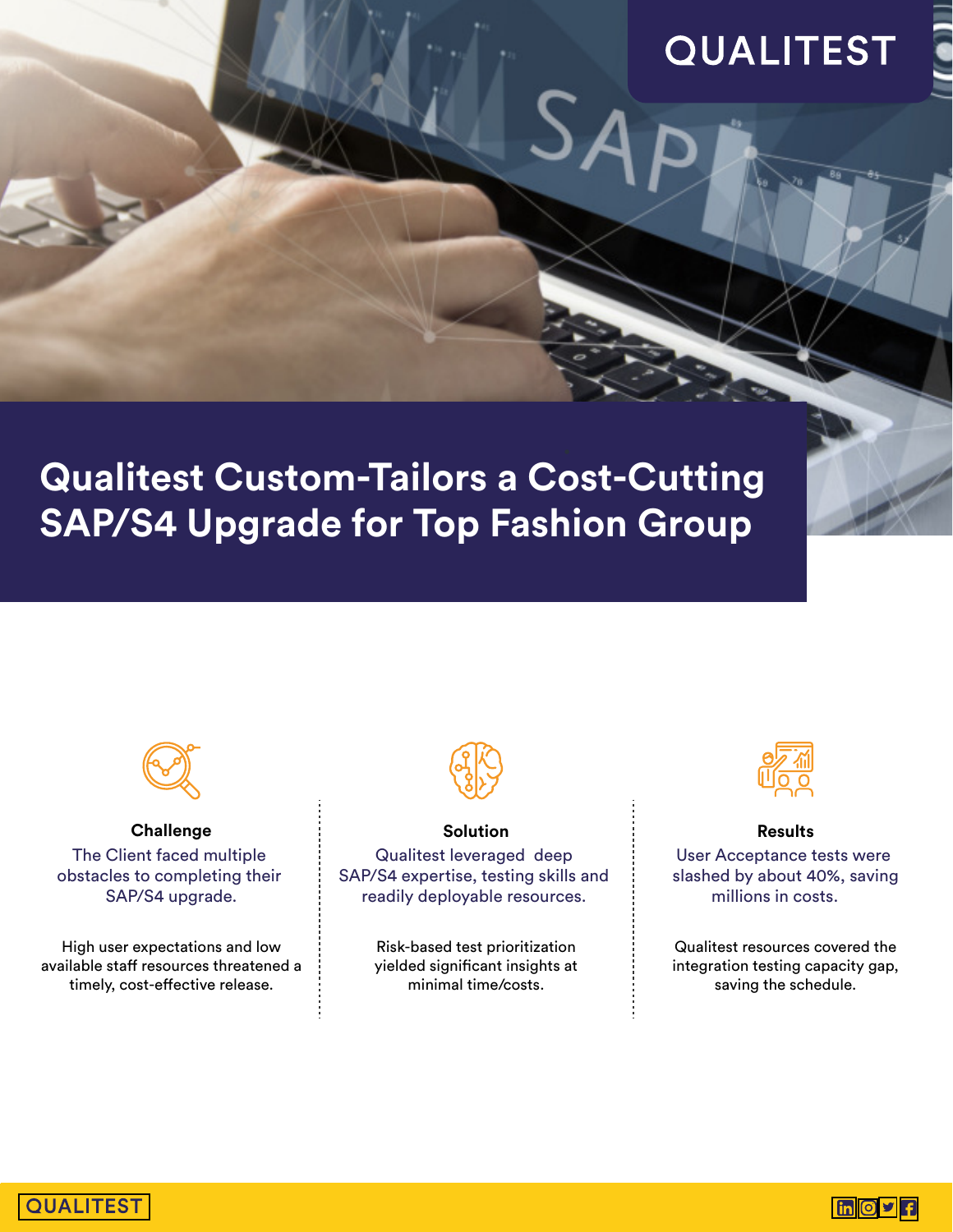QUALITEST

# Qualitest Custom-Tailors a Cost-Cutting SAP/S4 Upgrade for Top Fashion Group

### Challenge

The Client faced multiple obstacles to completing their SAP/S4 upgrade.

High user expectations and low available staff resources threatened a timely, cost-effective release.

### Solution

Qualitest leveraged deep SAP/S4 expertise, testing skills and readily deployable resources.

Risk-based test prioritization yielded significant insights at minimal time/costs.

### Results

User Acceptance tests were slashed by about 40%, saving millions in costs.

Qualitest resources covered the integration testing capacity gap, saving the schedule.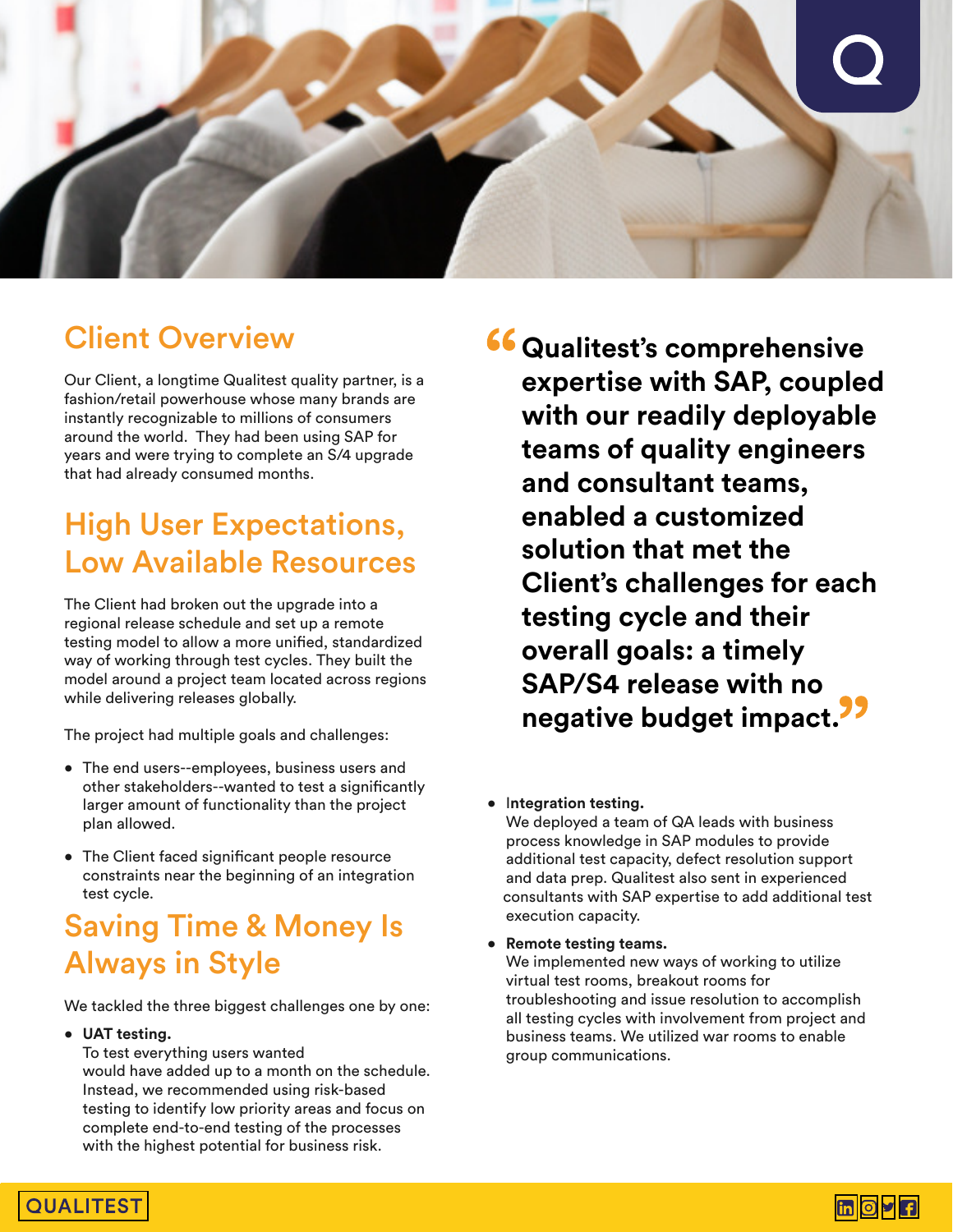## Client Overview

Our Client, a longtime Qualitest quality partner, is a fashion/retail powerhouse whose many brands are instantly recognizable to millions of consumers around the world. They had been using SAP for years and were trying to complete an S/4 upgrade that had already consumed months.

## High User Expectations, Low Available Resources

The Client had broken out the upgrade into a regional release schedule and set up a remote testing model to allow a more unified, standardized way of working through test cycles. They built the model around a project team located across regions while delivering releases globally.

The project had multiple goals and challenges:

- The end users--employees, business users and other stakeholders--wanted to test a significantly larger amount of functionality than the project plan allowed.
- The Client faced significant people resource constraints near the beginning of an integration test cycle.

## Saving Time & Money Is Always in Style

We tackled the three biggest challenges one by one:

- **UAT testing.**
  To test everything users wanted would have added up to a month on the schedule. Instead, we recommended using risk-based testing to identify low priority areas and focus on complete end-to-end testing of the processes with the highest potential for business risk.

> **"Qualitest's comprehensive expertise with SAP, coupled with our readily deployable teams of quality engineers and consultant teams, enabled a customized solution that met the Client's challenges for each testing cycle and their overall goals: a timely SAP/S4 release with no negative budget impact."**

- **Integration testing.**
  We deployed a team of QA leads with business process knowledge in SAP modules to provide additional test capacity, defect resolution support and data prep. Qualitest also sent in experienced consultants with SAP expertise to add additional test execution capacity.
- **Remote testing teams.**
  We implemented new ways of working to utilize virtual test rooms, breakout rooms for troubleshooting and issue resolution to accomplish all testing cycles with involvement from project and business teams. We utilized war rooms to enable group communications.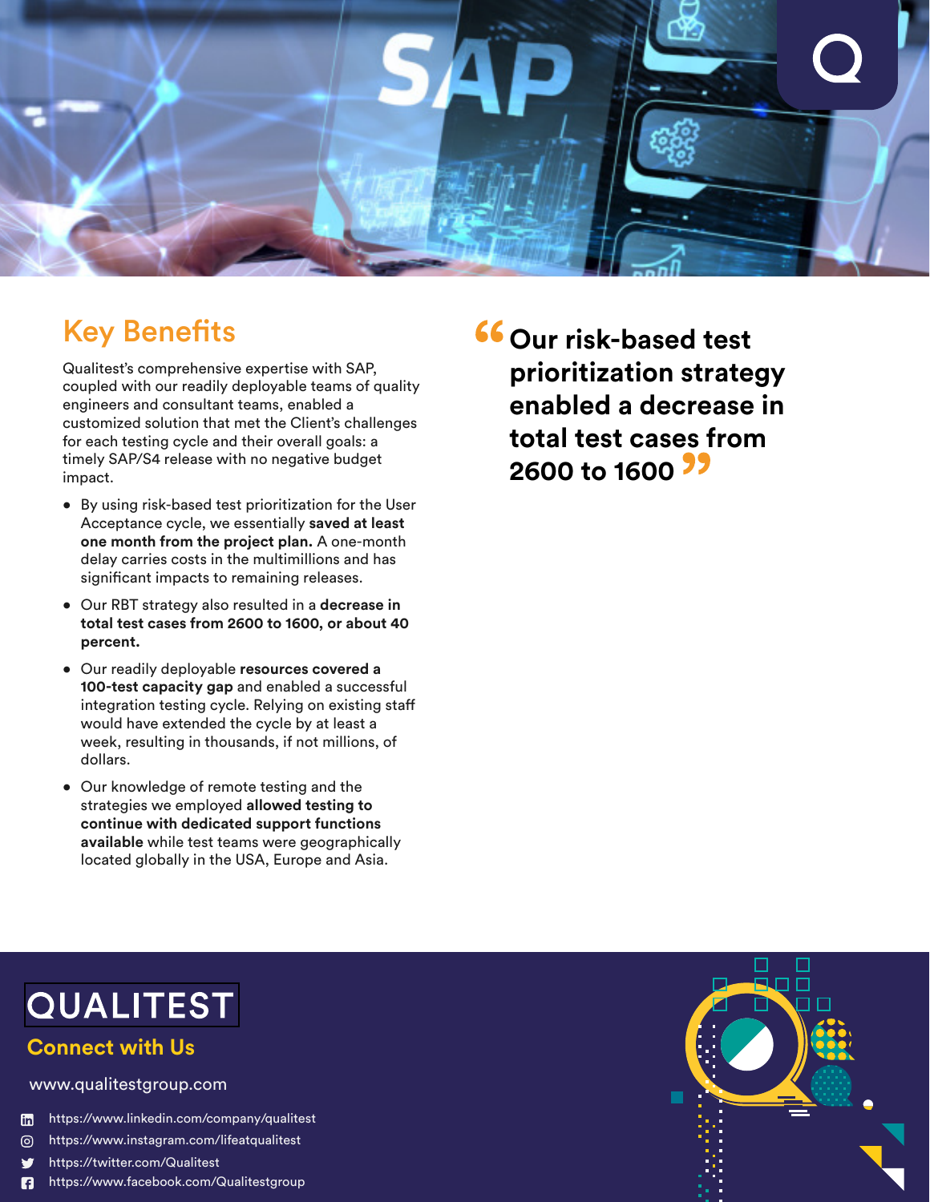## Key Benefits

Qualitest's comprehensive expertise with SAP, coupled with our readily deployable teams of quality engineers and consultant teams, enabled a customized solution that met the Client's challenges for each testing cycle and their overall goals: a timely SAP/S4 release with no negative budget impact.

- By using risk-based test prioritization for the User Acceptance cycle, we essentially **saved at least one month from the project plan.** A one-month delay carries costs in the multimillions and has significant impacts to remaining releases.
- Our RBT strategy also resulted in a **decrease in total test cases from 2600 to 1600, or about 40 percent.**
- Our readily deployable **resources covered a 100-test capacity gap** and enabled a successful integration testing cycle. Relying on existing staff would have extended the cycle by at least a week, resulting in thousands, if not millions, of dollars.
- Our knowledge of remote testing and the strategies we employed **allowed testing to continue with dedicated support functions available** while test teams were geographically located globally in the USA, Europe and Asia.

> **"Our risk-based test prioritization strategy enabled a decrease in total test cases from 2600 to 1600"**

QUALITEST

**Connect with Us**

www.qualitestgroup.com

- https://www.linkedin.com/company/qualitest
- https://www.instagram.com/lifeatqualitest
- https://twitter.com/Qualitest
- https://www.facebook.com/Qualitestgroup